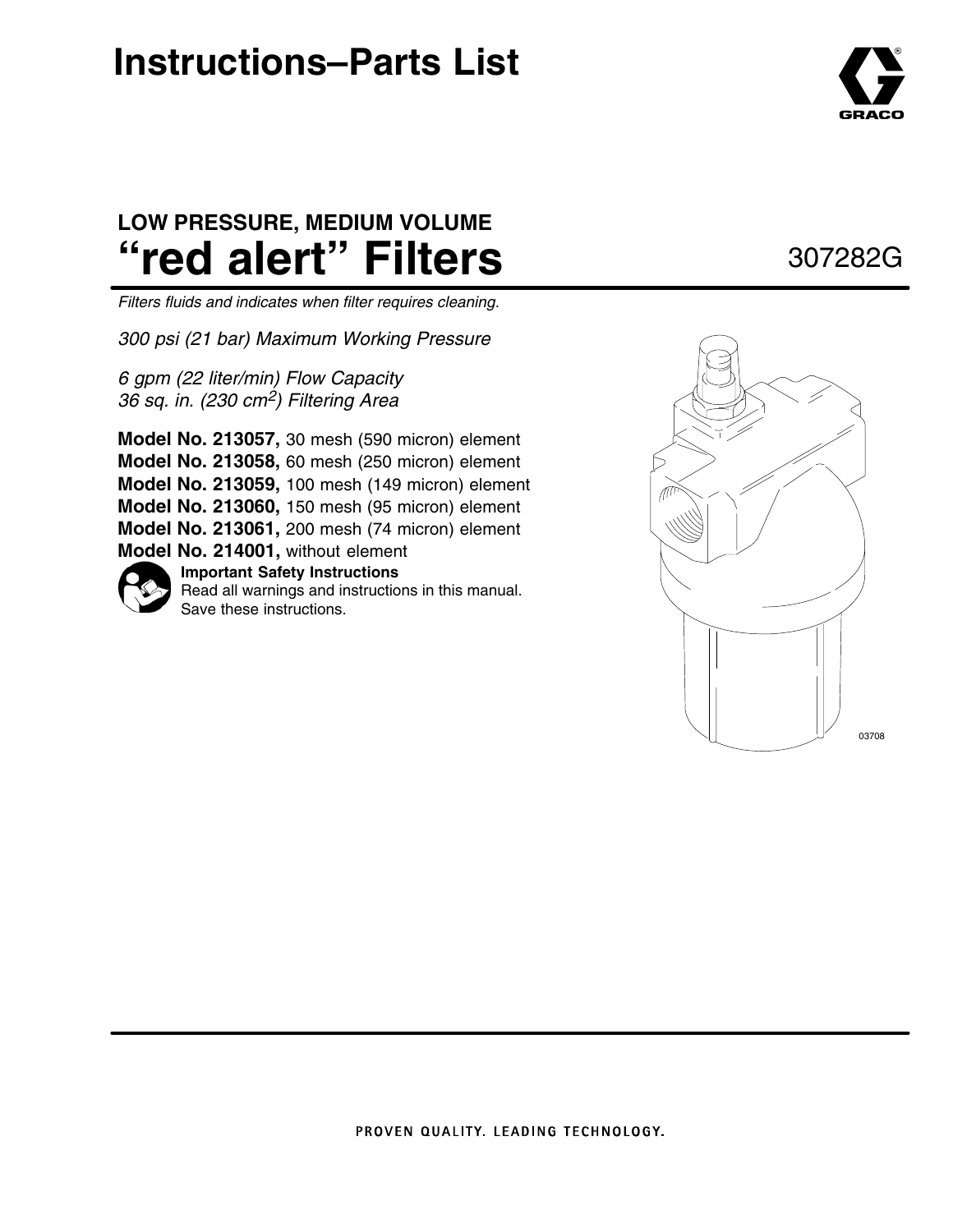# Instructions–Parts List

## LOW PRESSURE, MEDIUM VOLUME
# "red alert" Filters

307282G

*Filters fluids and indicates when filter requires cleaning.*

*300 psi (21 bar) Maximum Working Pressure*

*6 gpm (22 liter/min) Flow Capacity*
*36 sq. in. (230 $cm^2$) Filtering Area*

**Model No. 213057,** 30 mesh (590 micron) element
**Model No. 213058,** 60 mesh (250 micron) element
**Model No. 213059,** 100 mesh (149 micron) element
**Model No. 213060,** 150 mesh (95 micron) element
**Model No. 213061,** 200 mesh (74 micron) element
**Model No. 214001,** without element

**Important Safety Instructions**
Read all warnings and instructions in this manual. Save these instructions.

03708

PROVEN QUALITY. LEADING TECHNOLOGY.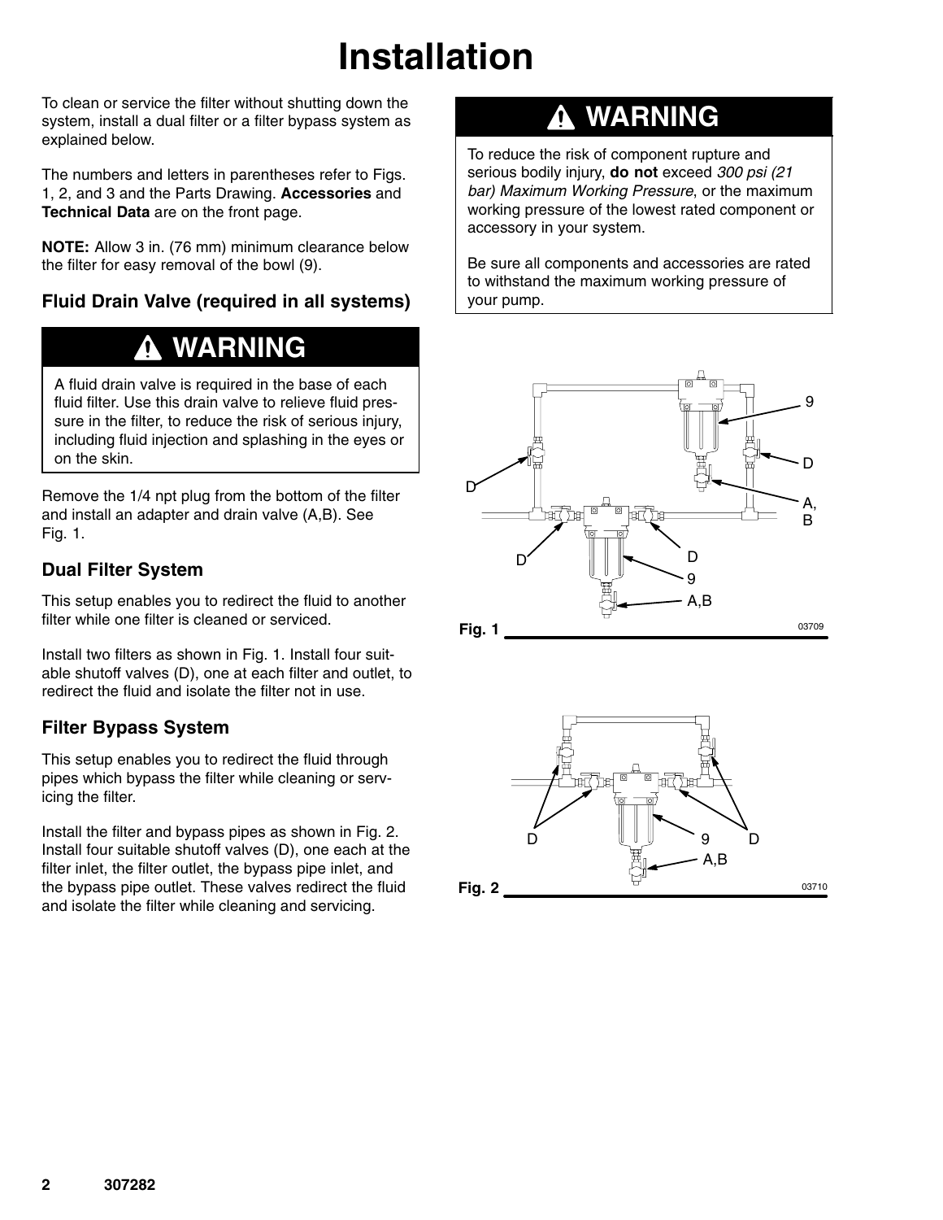# Installation

To clean or service the filter without shutting down the system, install a dual filter or a filter bypass system as explained below.

The numbers and letters in parentheses refer to Figs. 1, 2, and 3 and the Parts Drawing. **Accessories** and **Technical Data** are on the front page.

**NOTE:** Allow 3 in. (76 mm) minimum clearance below the filter for easy removal of the bowl (9).

### Fluid Drain Valve (required in all systems)

## ⚠ WARNING

A fluid drain valve is required in the base of each fluid filter. Use this drain valve to relieve fluid pressure in the filter, to reduce the risk of serious injury, including fluid injection and splashing in the eyes or on the skin.

Remove the 1/4 npt plug from the bottom of the filter and install an adapter and drain valve (A,B). See Fig. 1.

### Dual Filter System

This setup enables you to redirect the fluid to another filter while one filter is cleaned or serviced.

Install two filters as shown in Fig. 1. Install four suitable shutoff valves (D), one at each filter and outlet, to redirect the fluid and isolate the filter not in use.

### Filter Bypass System

This setup enables you to redirect the fluid through pipes which bypass the filter while cleaning or servicing the filter.

Install the filter and bypass pipes as shown in Fig. 2. Install four suitable shutoff valves (D), one each at the filter inlet, the filter outlet, the bypass pipe inlet, and the bypass pipe outlet. These valves redirect the fluid and isolate the filter while cleaning and servicing.

## ⚠ WARNING

To reduce the risk of component rupture and serious bodily injury, **do not** exceed *300 psi (21 bar) Maximum Working Pressure*, or the maximum working pressure of the lowest rated component or accessory in your system.

Be sure all components and accessories are rated to withstand the maximum working pressure of your pump.

**Fig. 1** 03709

**Fig. 2** 03710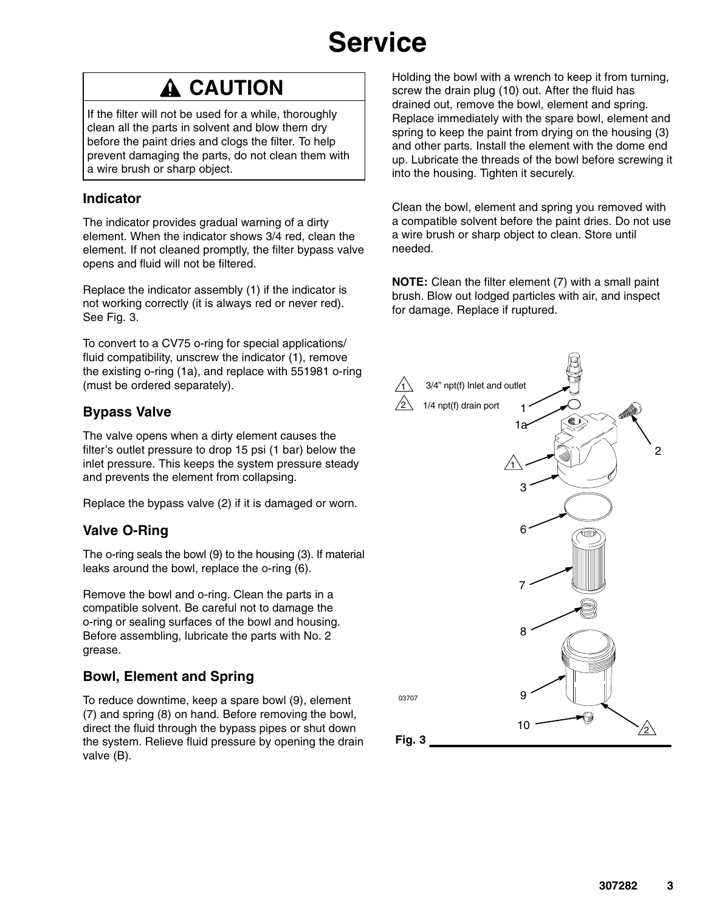# Service

## ⚠ CAUTION

If the filter will not be used for a while, thoroughly clean all the parts in solvent and blow them dry before the paint dries and clogs the filter. To help prevent damaging the parts, do not clean them with a wire brush or sharp object.

### Indicator

The indicator provides gradual warning of a dirty element. When the indicator shows 3/4 red, clean the element. If not cleaned promptly, the filter bypass valve opens and fluid will not be filtered.

Replace the indicator assembly (1) if the indicator is not working correctly (it is always red or never red). See Fig. 3.

To convert to a CV75 o-ring for special applications/ fluid compatibility, unscrew the indicator (1), remove the existing o-ring (1a), and replace with 551981 o-ring (must be ordered separately).

### Bypass Valve

The valve opens when a dirty element causes the filter's outlet pressure to drop 15 psi (1 bar) below the inlet pressure. This keeps the system pressure steady and prevents the element from collapsing.

Replace the bypass valve (2) if it is damaged or worn.

### Valve O-Ring

The o-ring seals the bowl (9) to the housing (3). If material leaks around the bowl, replace the o-ring (6).

Remove the bowl and o-ring. Clean the parts in a compatible solvent. Be careful not to damage the o-ring or sealing surfaces of the bowl and housing. Before assembling, lubricate the parts with No. 2 grease.

### Bowl, Element and Spring

To reduce downtime, keep a spare bowl (9), element (7) and spring (8) on hand. Before removing the bowl, direct the fluid through the bypass pipes or shut down the system. Relieve fluid pressure by opening the drain valve (B).

Holding the bowl with a wrench to keep it from turning, screw the drain plug (10) out. After the fluid has drained out, remove the bowl, element and spring. Replace immediately with the spare bowl, element and spring to keep the paint from drying on the housing (3) and other parts. Install the element with the dome end up. Lubricate the threads of the bowl before screwing it into the housing. Tighten it securely.

Clean the bowl, element and spring you removed with a compatible solvent before the paint dries. Do not use a wire brush or sharp object to clean. Store until needed.

**NOTE:** Clean the filter element (7) with a small paint brush. Blow out lodged particles with air, and inspect for damage. Replace if ruptured.

1 3/4" npt(f) Inlet and outlet

2 1/4 npt(f) drain port

1, 1a, 2, 3, 6, 7, 8, 9, 10

03707

**Fig. 3**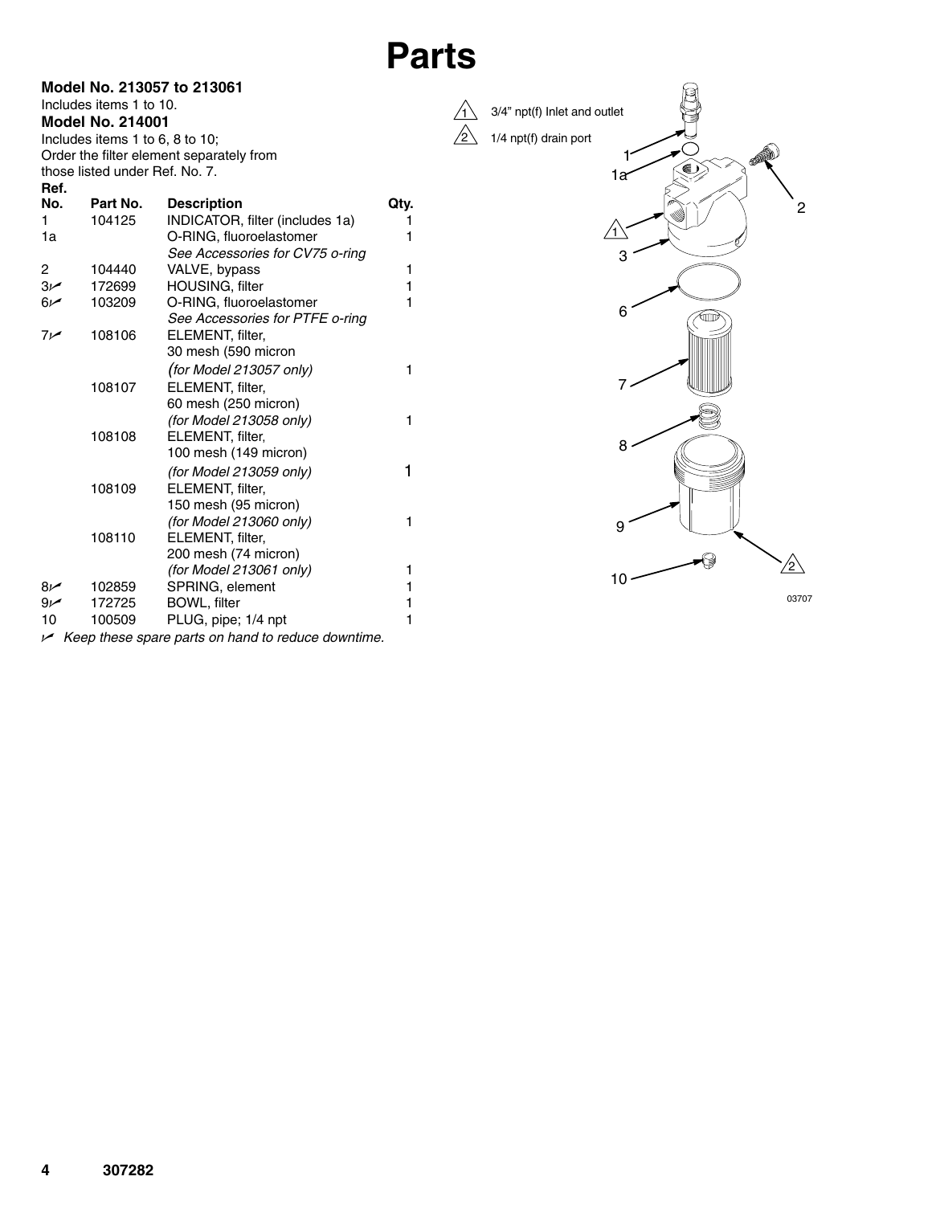# Parts

**Model No. 213057 to 213061**
Includes items 1 to 10.

**Model No. 214001**
Includes items 1 to 6, 8 to 10;
Order the filter element separately from those listed under Ref. No. 7.

| Ref. No. | Part No. | Description | Qty. |
|---|---|---|---|
| 1 | 104125 | INDICATOR, filter (includes 1a) | 1 |
| 1a | | O-RING, fluoroelastomer *See Accessories for CV75 o-ring* | 1 |
| 2 | 104440 | VALVE, bypass | 1 |
| 3✔ | 172699 | HOUSING, filter | 1 |
| 6✔ | 103209 | O-RING, fluoroelastomer *See Accessories for PTFE o-ring* | 1 |
| 7✔ | 108106 | ELEMENT, filter, 30 mesh (590 micron *(for Model 213057 only)* | 1 |
| | 108107 | ELEMENT, filter, 60 mesh (250 micron) *(for Model 213058 only)* | 1 |
| | 108108 | ELEMENT, filter, 100 mesh (149 micron) *(for Model 213059 only)* | 1 |
| | 108109 | ELEMENT, filter, 150 mesh (95 micron) *(for Model 213060 only)* | 1 |
| | 108110 | ELEMENT, filter, 200 mesh (74 micron) *(for Model 213061 only)* | 1 |
| 8✔ | 102859 | SPRING, element | 1 |
| 9✔ | 172725 | BOWL, filter | 1 |
| 10 | 100509 | PLUG, pipe; 1/4 npt | 1 |

✔ *Keep these spare parts on hand to reduce downtime.*

1. 3/4" npt(f) Inlet and outlet
2. 1/4 npt(f) drain port

03707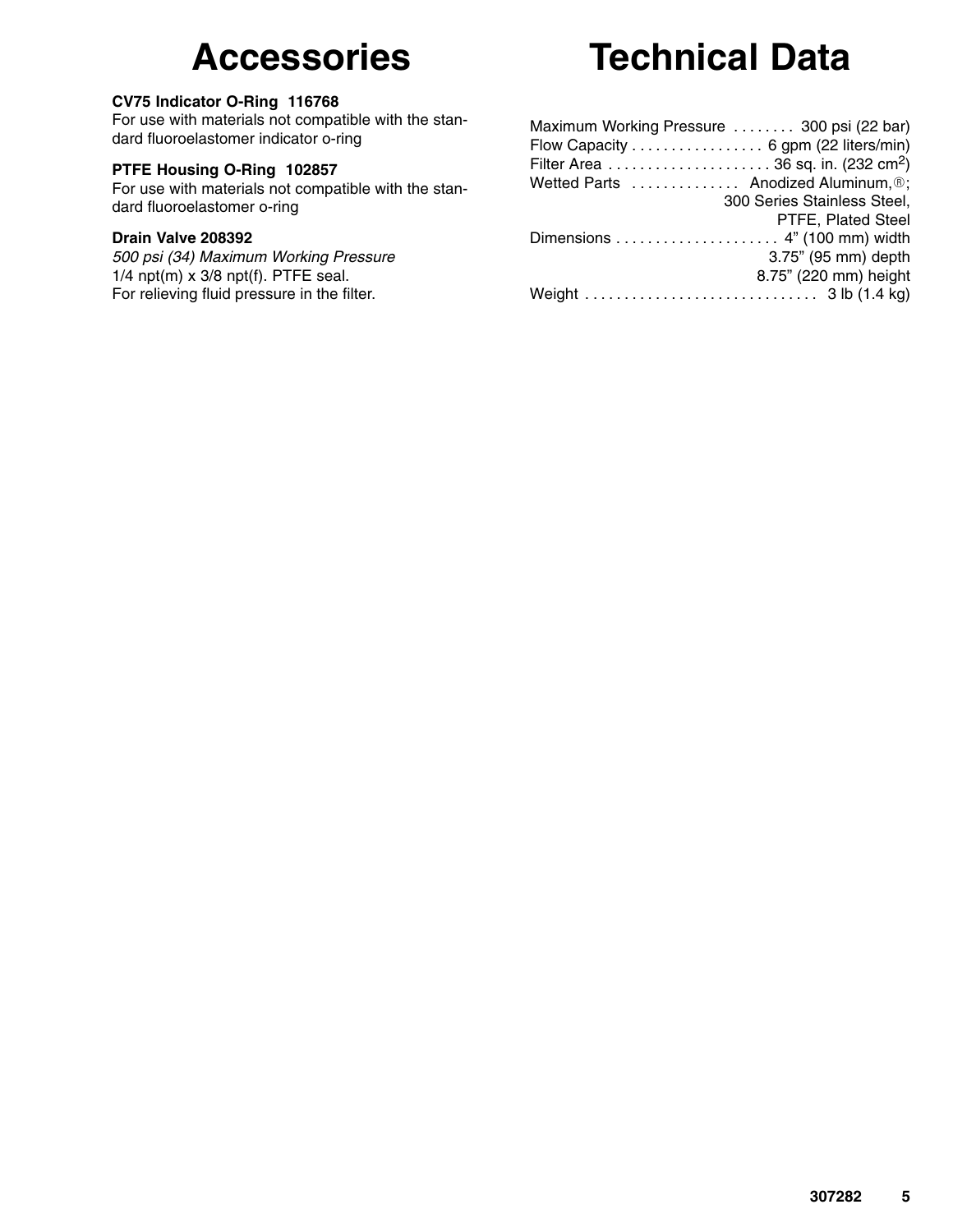# Accessories

**CV75 Indicator O-Ring 116768**
For use with materials not compatible with the standard fluoroelastomer indicator o-ring

**PTFE Housing O-Ring 102857**
For use with materials not compatible with the standard fluoroelastomer o-ring

**Drain Valve 208392**
*500 psi (34) Maximum Working Pressure*
1/4 npt(m) x 3/8 npt(f). PTFE seal.
For relieving fluid pressure in the filter.

# Technical Data

Maximum Working Pressure . . . . . . . . 300 psi (22 bar)
Flow Capacity . . . . . . . . . . . . . . . . . 6 gpm (22 liters/min)
Filter Area . . . . . . . . . . . . . . . . . . . . . 36 sq. in. (232 $cm^2$)
Wetted Parts . . . . . . . . . . . . . . Anodized Aluminum,®; 300 Series Stainless Steel, PTFE, Plated Steel
Dimensions . . . . . . . . . . . . . . . . . . . . . 4” (100 mm) width
3.75” (95 mm) depth
8.75” (220 mm) height
Weight . . . . . . . . . . . . . . . . . . . . . . . . . . . . . . 3 lb (1.4 kg)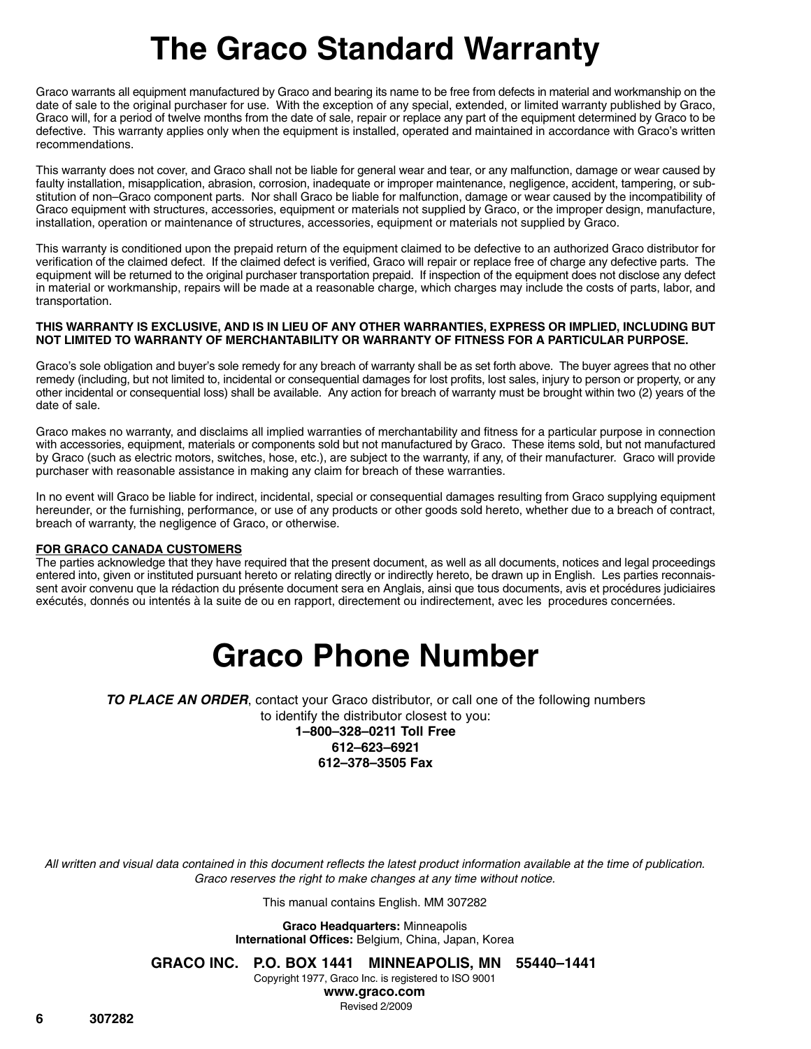# The Graco Standard Warranty

Graco warrants all equipment manufactured by Graco and bearing its name to be free from defects in material and workmanship on the date of sale to the original purchaser for use. With the exception of any special, extended, or limited warranty published by Graco, Graco will, for a period of twelve months from the date of sale, repair or replace any part of the equipment determined by Graco to be defective. This warranty applies only when the equipment is installed, operated and maintained in accordance with Graco's written recommendations.

This warranty does not cover, and Graco shall not be liable for general wear and tear, or any malfunction, damage or wear caused by faulty installation, misapplication, abrasion, corrosion, inadequate or improper maintenance, negligence, accident, tampering, or substitution of non–Graco component parts. Nor shall Graco be liable for malfunction, damage or wear caused by the incompatibility of Graco equipment with structures, accessories, equipment or materials not supplied by Graco, or the improper design, manufacture, installation, operation or maintenance of structures, accessories, equipment or materials not supplied by Graco.

This warranty is conditioned upon the prepaid return of the equipment claimed to be defective to an authorized Graco distributor for verification of the claimed defect. If the claimed defect is verified, Graco will repair or replace free of charge any defective parts. The equipment will be returned to the original purchaser transportation prepaid. If inspection of the equipment does not disclose any defect in material or workmanship, repairs will be made at a reasonable charge, which charges may include the costs of parts, labor, and transportation.

**THIS WARRANTY IS EXCLUSIVE, AND IS IN LIEU OF ANY OTHER WARRANTIES, EXPRESS OR IMPLIED, INCLUDING BUT NOT LIMITED TO WARRANTY OF MERCHANTABILITY OR WARRANTY OF FITNESS FOR A PARTICULAR PURPOSE.**

Graco's sole obligation and buyer's sole remedy for any breach of warranty shall be as set forth above. The buyer agrees that no other remedy (including, but not limited to, incidental or consequential damages for lost profits, lost sales, injury to person or property, or any other incidental or consequential loss) shall be available. Any action for breach of warranty must be brought within two (2) years of the date of sale.

Graco makes no warranty, and disclaims all implied warranties of merchantability and fitness for a particular purpose in connection with accessories, equipment, materials or components sold but not manufactured by Graco. These items sold, but not manufactured by Graco (such as electric motors, switches, hose, etc.), are subject to the warranty, if any, of their manufacturer. Graco will provide purchaser with reasonable assistance in making any claim for breach of these warranties.

In no event will Graco be liable for indirect, incidental, special or consequential damages resulting from Graco supplying equipment hereunder, or the furnishing, performance, or use of any products or other goods sold hereto, whether due to a breach of contract, breach of warranty, the negligence of Graco, or otherwise.

**FOR GRACO CANADA CUSTOMERS**

The parties acknowledge that they have required that the present document, as well as all documents, notices and legal proceedings entered into, given or instituted pursuant hereto or relating directly or indirectly hereto, be drawn up in English. Les parties reconnaissent avoir convenu que la rédaction du présente document sera en Anglais, ainsi que tous documents, avis et procédures judiciaires exécutés, donnés ou intentés à la suite de ou en rapport, directement ou indirectement, avec les procedures concernées.

# Graco Phone Number

***TO PLACE AN ORDER***, contact your Graco distributor, or call one of the following numbers to identify the distributor closest to you:

**1–800–328–0211 Toll Free**
**612–623–6921**
**612–378–3505 Fax**

*All written and visual data contained in this document reflects the latest product information available at the time of publication. Graco reserves the right to make changes at any time without notice.*

This manual contains English. MM 307282

**Graco Headquarters:** Minneapolis
**International Offices:** Belgium, China, Japan, Korea

**GRACO INC. P.O. BOX 1441 MINNEAPOLIS, MN 55440–1441**

Copyright 1977, Graco Inc. is registered to ISO 9001

**www.graco.com**

Revised 2/2009